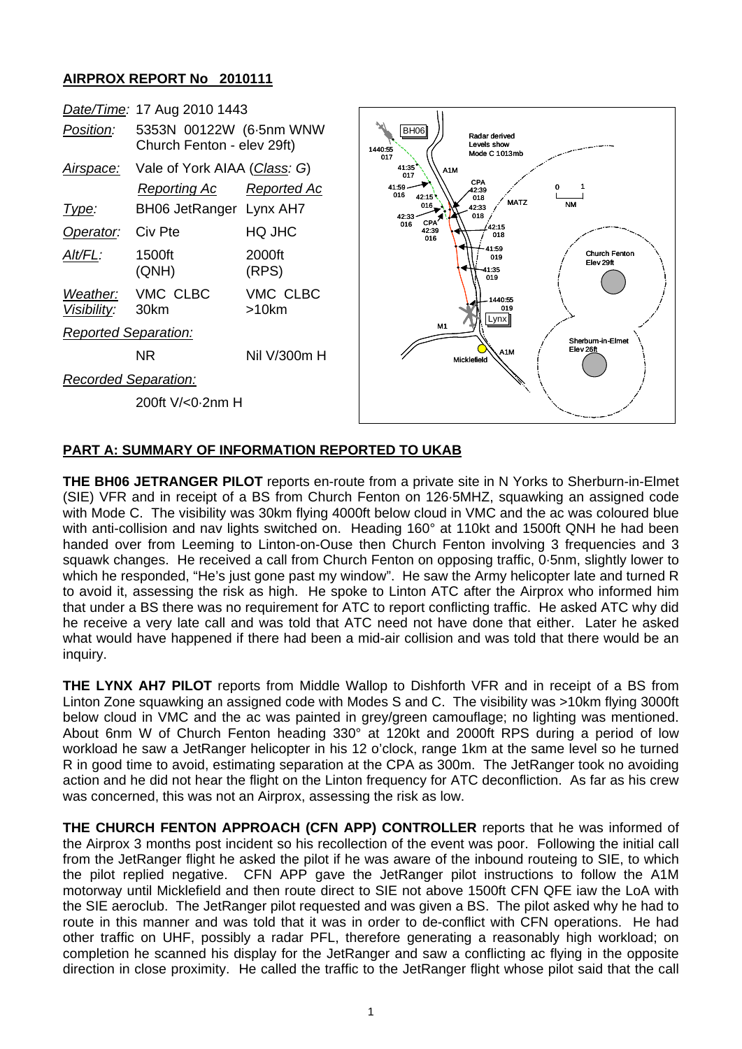## AIRPROX REPORT No 2010111

| | | |
|---|---|---|
| *Date/Time:* | 17 Aug 2010 1443 | |
| *Position:* | 5353N 00122W (6·5nm WNW Church Fenton - elev 29ft) | |
| *Airspace:* | Vale of York AIAA (*Class: G*) | |
| | *Reporting Ac* | *Reported Ac* |
| *Type:* | BH06 JetRanger | Lynx AH7 |
| *Operator:* | Civ Pte | HQ JHC |
| *Alt/FL:* | 1500ft (QNH) | 2000ft (RPS) |
| *Weather:* | VMC CLBC | VMC CLBC |
| *Visibility:* | 30km | >10km |
| *Reported Separation:* | | |
| | NR | Nil V/300m H |
| *Recorded Separation:* | | |
| | 200ft V/<0·2nm H | |

## PART A: SUMMARY OF INFORMATION REPORTED TO UKAB

**THE BH06 JETRANGER PILOT** reports en-route from a private site in N Yorks to Sherburn-in-Elmet (SIE) VFR and in receipt of a BS from Church Fenton on 126·5MHZ, squawking an assigned code with Mode C. The visibility was 30km flying 4000ft below cloud in VMC and the ac was coloured blue with anti-collision and nav lights switched on. Heading 160° at 110kt and 1500ft QNH he had been handed over from Leeming to Linton-on-Ouse then Church Fenton involving 3 frequencies and 3 squawk changes. He received a call from Church Fenton on opposing traffic, 0·5nm, slightly lower to which he responded, "He's just gone past my window". He saw the Army helicopter late and turned R to avoid it, assessing the risk as high. He spoke to Linton ATC after the Airprox who informed him that under a BS there was no requirement for ATC to report conflicting traffic. He asked ATC why did he receive a very late call and was told that ATC need not have done that either. Later he asked what would have happened if there had been a mid-air collision and was told that there would be an inquiry.

**THE LYNX AH7 PILOT** reports from Middle Wallop to Dishforth VFR and in receipt of a BS from Linton Zone squawking an assigned code with Modes S and C. The visibility was >10km flying 3000ft below cloud in VMC and the ac was painted in grey/green camouflage; no lighting was mentioned. About 6nm W of Church Fenton heading 330° at 120kt and 2000ft RPS during a period of low workload he saw a JetRanger helicopter in his 12 o'clock, range 1km at the same level so he turned R in good time to avoid, estimating separation at the CPA as 300m. The JetRanger took no avoiding action and he did not hear the flight on the Linton frequency for ATC deconfliction. As far as his crew was concerned, this was not an Airprox, assessing the risk as low.

**THE CHURCH FENTON APPROACH (CFN APP) CONTROLLER** reports that he was informed of the Airprox 3 months post incident so his recollection of the event was poor. Following the initial call from the JetRanger flight he asked the pilot if he was aware of the inbound routeing to SIE, to which the pilot replied negative. CFN APP gave the JetRanger pilot instructions to follow the A1M motorway until Micklefield and then route direct to SIE not above 1500ft CFN QFE iaw the LoA with the SIE aeroclub. The JetRanger pilot requested and was given a BS. The pilot asked why he had to route in this manner and was told that it was in order to de-conflict with CFN operations. He had other traffic on UHF, possibly a radar PFL, therefore generating a reasonably high workload; on completion he scanned his display for the JetRanger and saw a conflicting ac flying in the opposite direction in close proximity. He called the traffic to the JetRanger flight whose pilot said that the call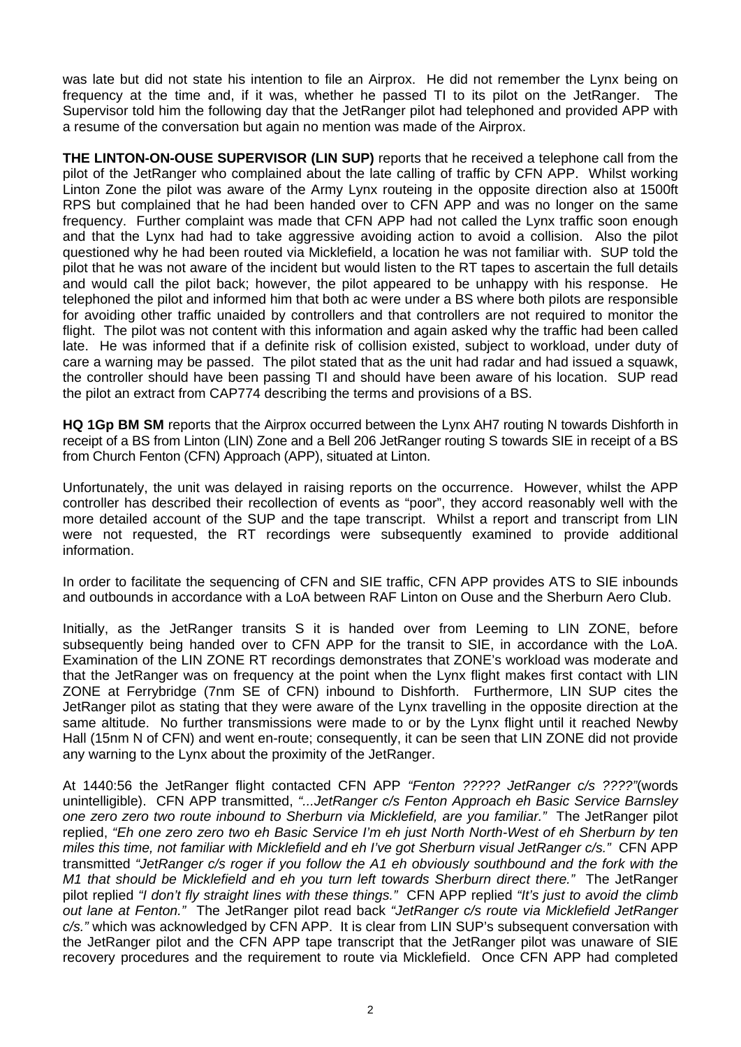was late but did not state his intention to file an Airprox. He did not remember the Lynx being on frequency at the time and, if it was, whether he passed TI to its pilot on the JetRanger. The Supervisor told him the following day that the JetRanger pilot had telephoned and provided APP with a resume of the conversation but again no mention was made of the Airprox.

**THE LINTON-ON-OUSE SUPERVISOR (LIN SUP)** reports that he received a telephone call from the pilot of the JetRanger who complained about the late calling of traffic by CFN APP. Whilst working Linton Zone the pilot was aware of the Army Lynx routeing in the opposite direction also at 1500ft RPS but complained that he had been handed over to CFN APP and was no longer on the same frequency. Further complaint was made that CFN APP had not called the Lynx traffic soon enough and that the Lynx had had to take aggressive avoiding action to avoid a collision. Also the pilot questioned why he had been routed via Micklefield, a location he was not familiar with. SUP told the pilot that he was not aware of the incident but would listen to the RT tapes to ascertain the full details and would call the pilot back; however, the pilot appeared to be unhappy with his response. He telephoned the pilot and informed him that both ac were under a BS where both pilots are responsible for avoiding other traffic unaided by controllers and that controllers are not required to monitor the flight. The pilot was not content with this information and again asked why the traffic had been called late. He was informed that if a definite risk of collision existed, subject to workload, under duty of care a warning may be passed. The pilot stated that as the unit had radar and had issued a squawk, the controller should have been passing TI and should have been aware of his location. SUP read the pilot an extract from CAP774 describing the terms and provisions of a BS.

**HQ 1Gp BM SM** reports that the Airprox occurred between the Lynx AH7 routing N towards Dishforth in receipt of a BS from Linton (LIN) Zone and a Bell 206 JetRanger routing S towards SIE in receipt of a BS from Church Fenton (CFN) Approach (APP), situated at Linton.

Unfortunately, the unit was delayed in raising reports on the occurrence. However, whilst the APP controller has described their recollection of events as "poor", they accord reasonably well with the more detailed account of the SUP and the tape transcript. Whilst a report and transcript from LIN were not requested, the RT recordings were subsequently examined to provide additional information.

In order to facilitate the sequencing of CFN and SIE traffic, CFN APP provides ATS to SIE inbounds and outbounds in accordance with a LoA between RAF Linton on Ouse and the Sherburn Aero Club.

Initially, as the JetRanger transits S it is handed over from Leeming to LIN ZONE, before subsequently being handed over to CFN APP for the transit to SIE, in accordance with the LoA. Examination of the LIN ZONE RT recordings demonstrates that ZONE's workload was moderate and that the JetRanger was on frequency at the point when the Lynx flight makes first contact with LIN ZONE at Ferrybridge (7nm SE of CFN) inbound to Dishforth. Furthermore, LIN SUP cites the JetRanger pilot as stating that they were aware of the Lynx travelling in the opposite direction at the same altitude. No further transmissions were made to or by the Lynx flight until it reached Newby Hall (15nm N of CFN) and went en-route; consequently, it can be seen that LIN ZONE did not provide any warning to the Lynx about the proximity of the JetRanger.

At 1440:56 the JetRanger flight contacted CFN APP *"Fenton ????? JetRanger c/s ????"*(words unintelligible). CFN APP transmitted, *"...JetRanger c/s Fenton Approach eh Basic Service Barnsley one zero zero two route inbound to Sherburn via Micklefield, are you familiar."* The JetRanger pilot replied, *"Eh one zero zero two eh Basic Service I'm eh just North North-West of eh Sherburn by ten miles this time, not familiar with Micklefield and eh I've got Sherburn visual JetRanger c/s."* CFN APP transmitted *"JetRanger c/s roger if you follow the A1 eh obviously southbound and the fork with the M1 that should be Micklefield and eh you turn left towards Sherburn direct there."* The JetRanger pilot replied *"I don't fly straight lines with these things."* CFN APP replied *"It's just to avoid the climb out lane at Fenton."* The JetRanger pilot read back *"JetRanger c/s route via Micklefield JetRanger c/s."* which was acknowledged by CFN APP. It is clear from LIN SUP's subsequent conversation with the JetRanger pilot and the CFN APP tape transcript that the JetRanger pilot was unaware of SIE recovery procedures and the requirement to route via Micklefield. Once CFN APP had completed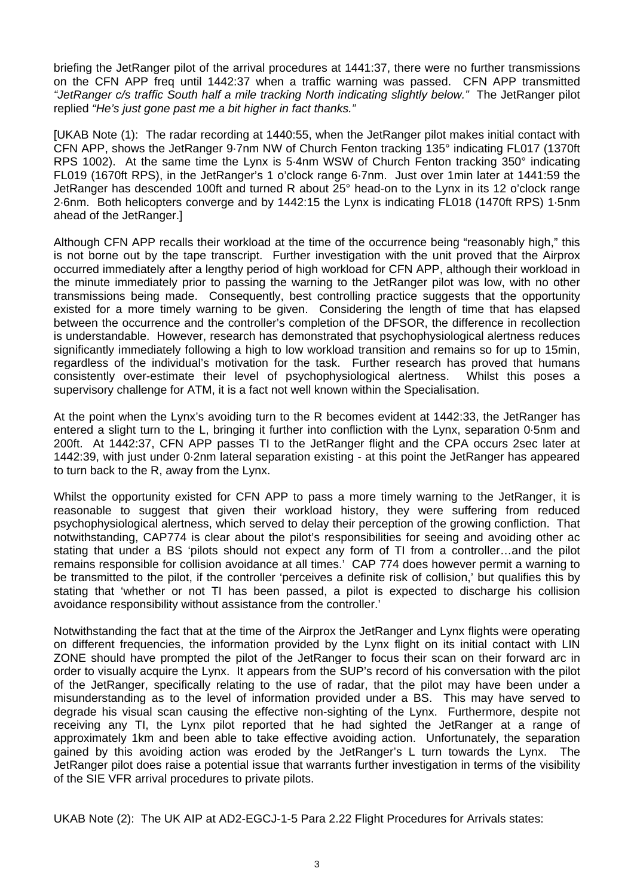briefing the JetRanger pilot of the arrival procedures at 1441:37, there were no further transmissions on the CFN APP freq until 1442:37 when a traffic warning was passed. CFN APP transmitted *"JetRanger c/s traffic South half a mile tracking North indicating slightly below."* The JetRanger pilot replied *"He's just gone past me a bit higher in fact thanks."*

[UKAB Note (1): The radar recording at 1440:55, when the JetRanger pilot makes initial contact with CFN APP, shows the JetRanger 9·7nm NW of Church Fenton tracking 135° indicating FL017 (1370ft RPS 1002). At the same time the Lynx is 5·4nm WSW of Church Fenton tracking 350° indicating FL019 (1670ft RPS), in the JetRanger's 1 o'clock range 6·7nm. Just over 1min later at 1441:59 the JetRanger has descended 100ft and turned R about 25° head-on to the Lynx in its 12 o'clock range 2·6nm. Both helicopters converge and by 1442:15 the Lynx is indicating FL018 (1470ft RPS) 1·5nm ahead of the JetRanger.]

Although CFN APP recalls their workload at the time of the occurrence being "reasonably high," this is not borne out by the tape transcript. Further investigation with the unit proved that the Airprox occurred immediately after a lengthy period of high workload for CFN APP, although their workload in the minute immediately prior to passing the warning to the JetRanger pilot was low, with no other transmissions being made. Consequently, best controlling practice suggests that the opportunity existed for a more timely warning to be given. Considering the length of time that has elapsed between the occurrence and the controller's completion of the DFSOR, the difference in recollection is understandable. However, research has demonstrated that psychophysiological alertness reduces significantly immediately following a high to low workload transition and remains so for up to 15min, regardless of the individual's motivation for the task. Further research has proved that humans consistently over-estimate their level of psychophysiological alertness. Whilst this poses a supervisory challenge for ATM, it is a fact not well known within the Specialisation.

At the point when the Lynx's avoiding turn to the R becomes evident at 1442:33, the JetRanger has entered a slight turn to the L, bringing it further into confliction with the Lynx, separation 0·5nm and 200ft. At 1442:37, CFN APP passes TI to the JetRanger flight and the CPA occurs 2sec later at 1442:39, with just under 0·2nm lateral separation existing - at this point the JetRanger has appeared to turn back to the R, away from the Lynx.

Whilst the opportunity existed for CFN APP to pass a more timely warning to the JetRanger, it is reasonable to suggest that given their workload history, they were suffering from reduced psychophysiological alertness, which served to delay their perception of the growing confliction. That notwithstanding, CAP774 is clear about the pilot's responsibilities for seeing and avoiding other ac stating that under a BS 'pilots should not expect any form of TI from a controller…and the pilot remains responsible for collision avoidance at all times.' CAP 774 does however permit a warning to be transmitted to the pilot, if the controller 'perceives a definite risk of collision,' but qualifies this by stating that 'whether or not TI has been passed, a pilot is expected to discharge his collision avoidance responsibility without assistance from the controller.'

Notwithstanding the fact that at the time of the Airprox the JetRanger and Lynx flights were operating on different frequencies, the information provided by the Lynx flight on its initial contact with LIN ZONE should have prompted the pilot of the JetRanger to focus their scan on their forward arc in order to visually acquire the Lynx. It appears from the SUP's record of his conversation with the pilot of the JetRanger, specifically relating to the use of radar, that the pilot may have been under a misunderstanding as to the level of information provided under a BS. This may have served to degrade his visual scan causing the effective non-sighting of the Lynx. Furthermore, despite not receiving any TI, the Lynx pilot reported that he had sighted the JetRanger at a range of approximately 1km and been able to take effective avoiding action. Unfortunately, the separation gained by this avoiding action was eroded by the JetRanger's L turn towards the Lynx. The JetRanger pilot does raise a potential issue that warrants further investigation in terms of the visibility of the SIE VFR arrival procedures to private pilots.

UKAB Note (2): The UK AIP at AD2-EGCJ-1-5 Para 2.22 Flight Procedures for Arrivals states: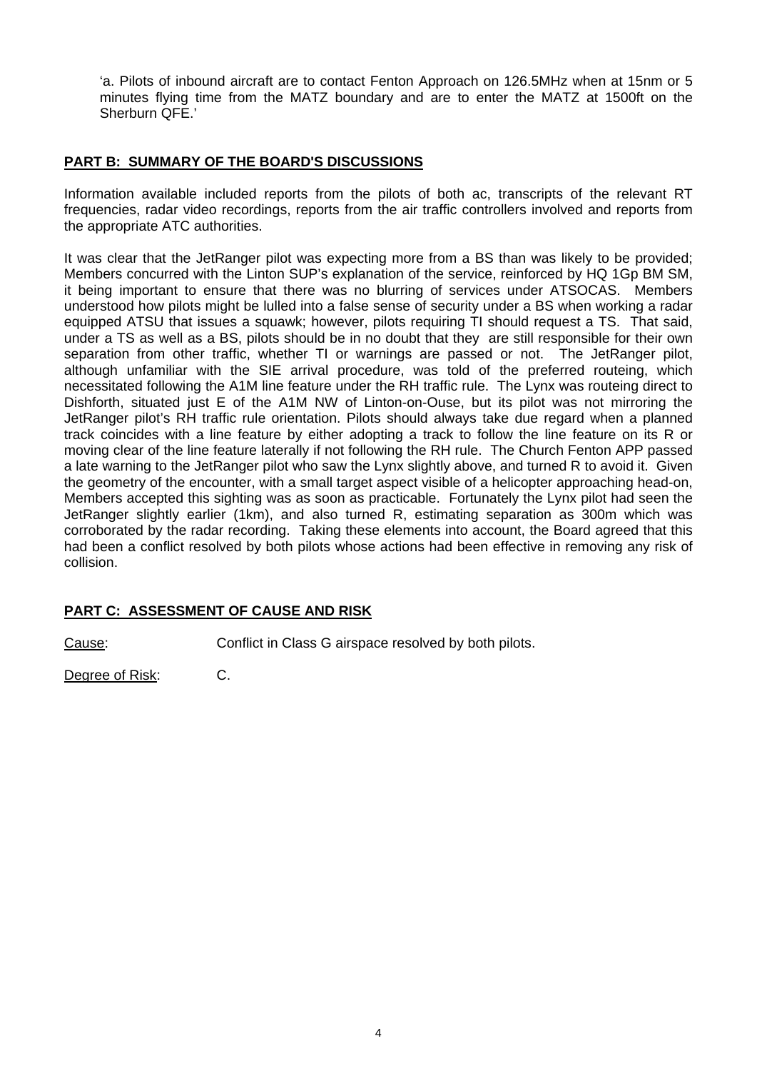'a. Pilots of inbound aircraft are to contact Fenton Approach on 126.5MHz when at 15nm or 5 minutes flying time from the MATZ boundary and are to enter the MATZ at 1500ft on the Sherburn QFE.'

## PART B: SUMMARY OF THE BOARD'S DISCUSSIONS

Information available included reports from the pilots of both ac, transcripts of the relevant RT frequencies, radar video recordings, reports from the air traffic controllers involved and reports from the appropriate ATC authorities.

It was clear that the JetRanger pilot was expecting more from a BS than was likely to be provided; Members concurred with the Linton SUP's explanation of the service, reinforced by HQ 1Gp BM SM, it being important to ensure that there was no blurring of services under ATSOCAS. Members understood how pilots might be lulled into a false sense of security under a BS when working a radar equipped ATSU that issues a squawk; however, pilots requiring TI should request a TS. That said, under a TS as well as a BS, pilots should be in no doubt that they are still responsible for their own separation from other traffic, whether TI or warnings are passed or not. The JetRanger pilot, although unfamiliar with the SIE arrival procedure, was told of the preferred routeing, which necessitated following the A1M line feature under the RH traffic rule. The Lynx was routeing direct to Dishforth, situated just E of the A1M NW of Linton-on-Ouse, but its pilot was not mirroring the JetRanger pilot's RH traffic rule orientation. Pilots should always take due regard when a planned track coincides with a line feature by either adopting a track to follow the line feature on its R or moving clear of the line feature laterally if not following the RH rule. The Church Fenton APP passed a late warning to the JetRanger pilot who saw the Lynx slightly above, and turned R to avoid it. Given the geometry of the encounter, with a small target aspect visible of a helicopter approaching head-on, Members accepted this sighting was as soon as practicable. Fortunately the Lynx pilot had seen the JetRanger slightly earlier (1km), and also turned R, estimating separation as 300m which was corroborated by the radar recording. Taking these elements into account, the Board agreed that this had been a conflict resolved by both pilots whose actions had been effective in removing any risk of collision.

## PART C: ASSESSMENT OF CAUSE AND RISK

Cause: Conflict in Class G airspace resolved by both pilots.

Degree of Risk: C.